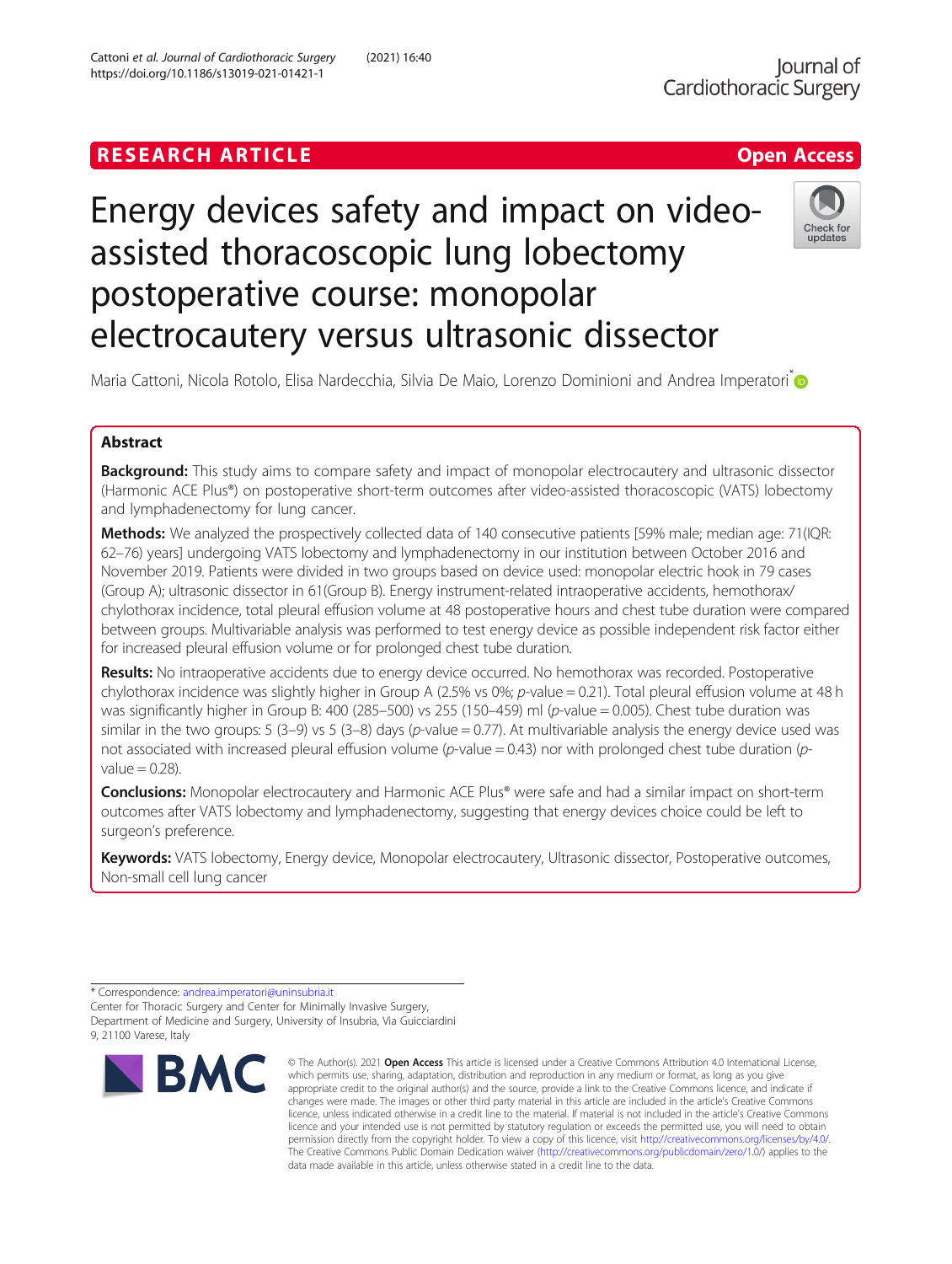RESEARCH ARTICLE

Open Access

# Energy devices safety and impact on video-assisted thoracoscopic lung lobectomy postoperative course: monopolar electrocautery versus ultrasonic dissector

Maria Cattoni, Nicola Rotolo, Elisa Nardecchia, Silvia De Maio, Lorenzo Dominioni and Andrea Imperatori*

## Abstract

**Background:** This study aims to compare safety and impact of monopolar electrocautery and ultrasonic dissector (Harmonic ACE Plus®) on postoperative short-term outcomes after video-assisted thoracoscopic (VATS) lobectomy and lymphadenectomy for lung cancer.

**Methods:** We analyzed the prospectively collected data of 140 consecutive patients [59% male; median age: 71(IQR: 62–76) years] undergoing VATS lobectomy and lymphadenectomy in our institution between October 2016 and November 2019. Patients were divided in two groups based on device used: monopolar electric hook in 79 cases (Group A); ultrasonic dissector in 61(Group B). Energy instrument-related intraoperative accidents, hemothorax/chylothorax incidence, total pleural effusion volume at 48 postoperative hours and chest tube duration were compared between groups. Multivariable analysis was performed to test energy device as possible independent risk factor either for increased pleural effusion volume or for prolonged chest tube duration.

**Results:** No intraoperative accidents due to energy device occurred. No hemothorax was recorded. Postoperative chylothorax incidence was slightly higher in Group A (2.5% vs 0%; *p*-value = 0.21). Total pleural effusion volume at 48 h was significantly higher in Group B: 400 (285–500) vs 255 (150–459) ml (*p*-value = 0.005). Chest tube duration was similar in the two groups: 5 (3–9) vs 5 (3–8) days (*p*-value = 0.77). At multivariable analysis the energy device used was not associated with increased pleural effusion volume (*p*-value = 0.43) nor with prolonged chest tube duration (*p*-value = 0.28).

**Conclusions:** Monopolar electrocautery and Harmonic ACE Plus® were safe and had a similar impact on short-term outcomes after VATS lobectomy and lymphadenectomy, suggesting that energy devices choice could be left to surgeon's preference.

**Keywords:** VATS lobectomy, Energy device, Monopolar electrocautery, Ultrasonic dissector, Postoperative outcomes, Non-small cell lung cancer

---

* Correspondence: andrea.imperatori@uninsubria.it
Center for Thoracic Surgery and Center for Minimally Invasive Surgery, Department of Medicine and Surgery, University of Insubria, Via Guicciardini 9, 21100 Varese, Italy

© The Author(s). 2021 **Open Access** This article is licensed under a Creative Commons Attribution 4.0 International License, which permits use, sharing, adaptation, distribution and reproduction in any medium or format, as long as you give appropriate credit to the original author(s) and the source, provide a link to the Creative Commons licence, and indicate if changes were made. The images or other third party material in this article are included in the article's Creative Commons licence, unless indicated otherwise in a credit line to the material. If material is not included in the article's Creative Commons licence and your intended use is not permitted by statutory regulation or exceeds the permitted use, you will need to obtain permission directly from the copyright holder. To view a copy of this licence, visit http://creativecommons.org/licenses/by/4.0/. The Creative Commons Public Domain Dedication waiver (http://creativecommons.org/publicdomain/zero/1.0/) applies to the data made available in this article, unless otherwise stated in a credit line to the data.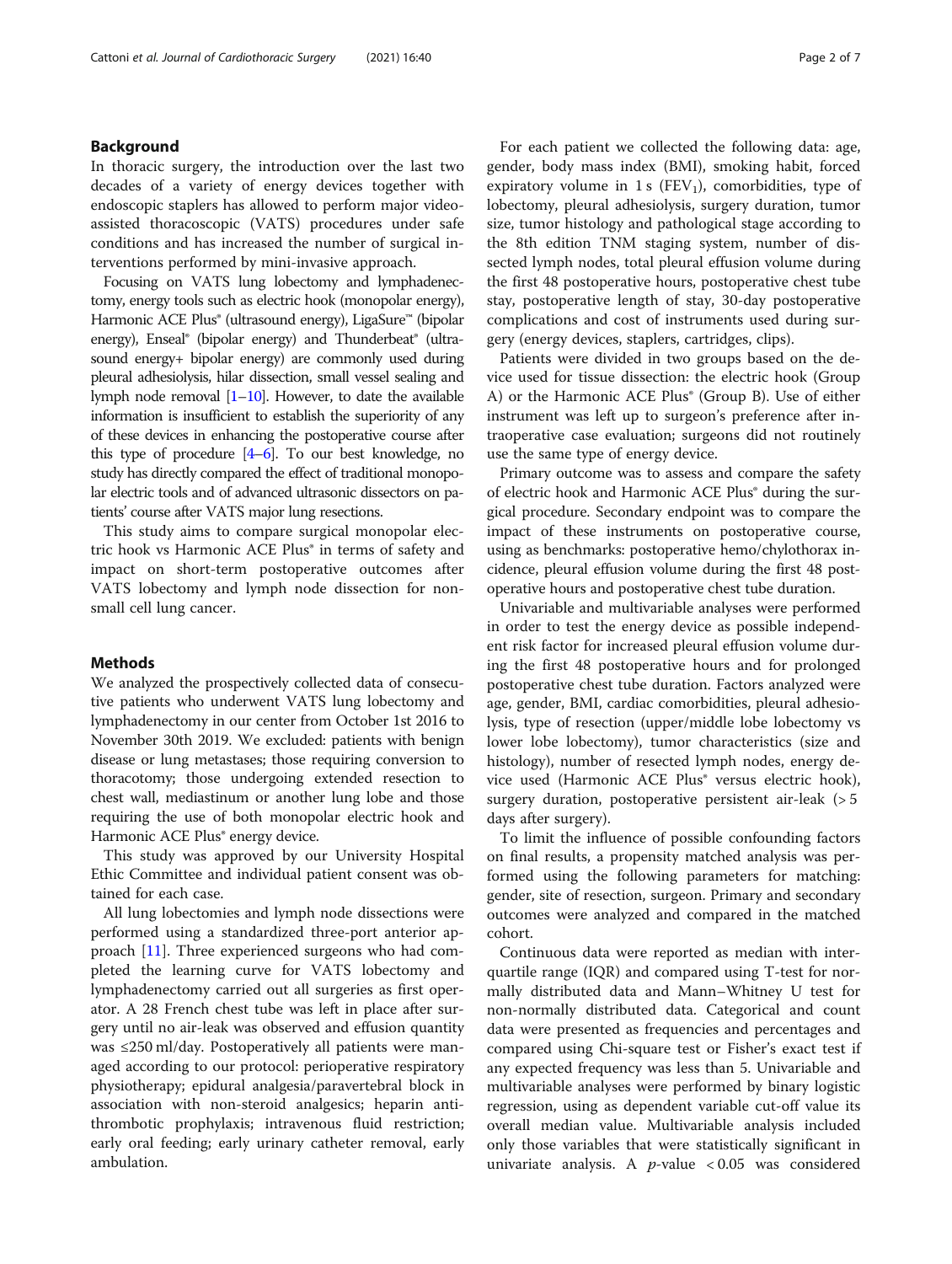## Background

In thoracic surgery, the introduction over the last two decades of a variety of energy devices together with endoscopic staplers has allowed to perform major video-assisted thoracoscopic (VATS) procedures under safe conditions and has increased the number of surgical interventions performed by mini-invasive approach.

Focusing on VATS lung lobectomy and lymphadenectomy, energy tools such as electric hook (monopolar energy), Harmonic ACE Plus® (ultrasound energy), LigaSure™ (bipolar energy), Enseal® (bipolar energy) and Thunderbeat® (ultrasound energy+ bipolar energy) are commonly used during pleural adhesiolysis, hilar dissection, small vessel sealing and lymph node removal [1–10]. However, to date the available information is insufficient to establish the superiority of any of these devices in enhancing the postoperative course after this type of procedure [4–6]. To our best knowledge, no study has directly compared the effect of traditional monopolar electric tools and of advanced ultrasonic dissectors on patients' course after VATS major lung resections.

This study aims to compare surgical monopolar electric hook vs Harmonic ACE Plus® in terms of safety and impact on short-term postoperative outcomes after VATS lobectomy and lymph node dissection for non-small cell lung cancer.

## Methods

We analyzed the prospectively collected data of consecutive patients who underwent VATS lung lobectomy and lymphadenectomy in our center from October 1st 2016 to November 30th 2019. We excluded: patients with benign disease or lung metastases; those requiring conversion to thoracotomy; those undergoing extended resection to chest wall, mediastinum or another lung lobe and those requiring the use of both monopolar electric hook and Harmonic ACE Plus® energy device.

This study was approved by our University Hospital Ethic Committee and individual patient consent was obtained for each case.

All lung lobectomies and lymph node dissections were performed using a standardized three-port anterior approach [11]. Three experienced surgeons who had completed the learning curve for VATS lobectomy and lymphadenectomy carried out all surgeries as first operator. A 28 French chest tube was left in place after surgery until no air-leak was observed and effusion quantity was ≤250 ml/day. Postoperatively all patients were managed according to our protocol: perioperative respiratory physiotherapy; epidural analgesia/paravertebral block in association with non-steroid analgesics; heparin antithrombotic prophylaxis; intravenous fluid restriction; early oral feeding; early urinary catheter removal, early ambulation.

For each patient we collected the following data: age, gender, body mass index (BMI), smoking habit, forced expiratory volume in 1 s ($FEV_1$), comorbidities, type of lobectomy, pleural adhesiolysis, surgery duration, tumor size, tumor histology and pathological stage according to the 8th edition TNM staging system, number of dissected lymph nodes, total pleural effusion volume during the first 48 postoperative hours, postoperative chest tube stay, postoperative length of stay, 30-day postoperative complications and cost of instruments used during surgery (energy devices, staplers, cartridges, clips).

Patients were divided in two groups based on the device used for tissue dissection: the electric hook (Group A) or the Harmonic ACE Plus® (Group B). Use of either instrument was left up to surgeon's preference after intraoperative case evaluation; surgeons did not routinely use the same type of energy device.

Primary outcome was to assess and compare the safety of electric hook and Harmonic ACE Plus® during the surgical procedure. Secondary endpoint was to compare the impact of these instruments on postoperative course, using as benchmarks: postoperative hemo/chylothorax incidence, pleural effusion volume during the first 48 postoperative hours and postoperative chest tube duration.

Univariable and multivariable analyses were performed in order to test the energy device as possible independent risk factor for increased pleural effusion volume during the first 48 postoperative hours and for prolonged postoperative chest tube duration. Factors analyzed were age, gender, BMI, cardiac comorbidities, pleural adhesiolysis, type of resection (upper/middle lobe lobectomy vs lower lobe lobectomy), tumor characteristics (size and histology), number of resected lymph nodes, energy device used (Harmonic ACE Plus® versus electric hook), surgery duration, postoperative persistent air-leak (> 5 days after surgery).

To limit the influence of possible confounding factors on final results, a propensity matched analysis was performed using the following parameters for matching: gender, site of resection, surgeon. Primary and secondary outcomes were analyzed and compared in the matched cohort.

Continuous data were reported as median with interquartile range (IQR) and compared using T-test for normally distributed data and Mann–Whitney U test for non-normally distributed data. Categorical and count data were presented as frequencies and percentages and compared using Chi-square test or Fisher's exact test if any expected frequency was less than 5. Univariable and multivariable analyses were performed by binary logistic regression, using as dependent variable cut-off value its overall median value. Multivariable analysis included only those variables that were statistically significant in univariate analysis. A $p$-value $< 0.05$ was considered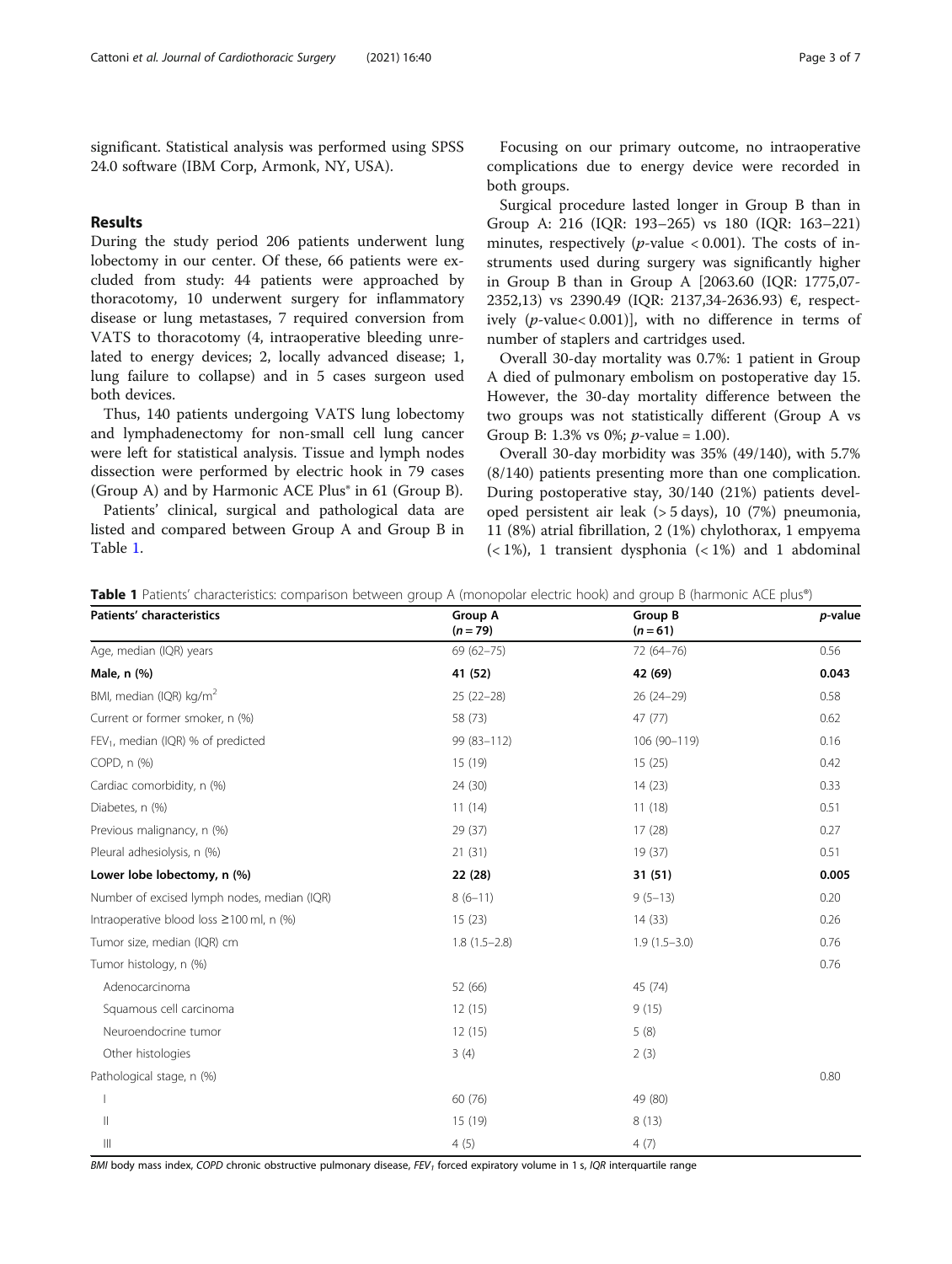significant. Statistical analysis was performed using SPSS 24.0 software (IBM Corp, Armonk, NY, USA).

## Results

During the study period 206 patients underwent lung lobectomy in our center. Of these, 66 patients were excluded from study: 44 patients were approached by thoracotomy, 10 underwent surgery for inflammatory disease or lung metastases, 7 required conversion from VATS to thoracotomy (4, intraoperative bleeding unrelated to energy devices; 2, locally advanced disease; 1, lung failure to collapse) and in 5 cases surgeon used both devices.

Thus, 140 patients undergoing VATS lung lobectomy and lymphadenectomy for non-small cell lung cancer were left for statistical analysis. Tissue and lymph nodes dissection were performed by electric hook in 79 cases (Group A) and by Harmonic ACE Plus® in 61 (Group B).

Patients' clinical, surgical and pathological data are listed and compared between Group A and Group B in Table 1.

Focusing on our primary outcome, no intraoperative complications due to energy device were recorded in both groups.

Surgical procedure lasted longer in Group B than in Group A: 216 (IQR: 193–265) vs 180 (IQR: 163–221) minutes, respectively ($p$-value $< 0.001$). The costs of instruments used during surgery was significantly higher in Group B than in Group A [2063.60 (IQR: 1775,07-2352,13) vs 2390.49 (IQR: 2137,34-2636.93) €, respectively ($p$-value$< 0.001$)], with no difference in terms of number of staplers and cartridges used.

Overall 30-day mortality was 0.7%: 1 patient in Group A died of pulmonary embolism on postoperative day 15. However, the 30-day mortality difference between the two groups was not statistically different (Group A vs Group B: 1.3% vs 0%; $p$-value = 1.00).

Overall 30-day morbidity was 35% (49/140), with 5.7% (8/140) patients presenting more than one complication. During postoperative stay, 30/140 (21%) patients developed persistent air leak (> 5 days), 10 (7%) pneumonia, 11 (8%) atrial fibrillation, 2 (1%) chylothorax, 1 empyema (< 1%), 1 transient dysphonia (< 1%) and 1 abdominal

**Table 1** Patients' characteristics: comparison between group A (monopolar electric hook) and group B (harmonic ACE plus®)

| Patients' characteristics | Group A ($n = 79$) | Group B ($n = 61$) | $p$-value |
|---|---|---|---|
| Age, median (IQR) years | 69 (62–75) | 72 (64–76) | 0.56 |
| **Male, n (%)** | **41 (52)** | **42 (69)** | **0.043** |
| BMI, median (IQR) kg/m$^2$ | 25 (22–28) | 26 (24–29) | 0.58 |
| Current or former smoker, n (%) | 58 (73) | 47 (77) | 0.62 |
| $FEV_1$, median (IQR) % of predicted | 99 (83–112) | 106 (90–119) | 0.16 |
| COPD, n (%) | 15 (19) | 15 (25) | 0.42 |
| Cardiac comorbidity, n (%) | 24 (30) | 14 (23) | 0.33 |
| Diabetes, n (%) | 11 (14) | 11 (18) | 0.51 |
| Previous malignancy, n (%) | 29 (37) | 17 (28) | 0.27 |
| Pleural adhesiolysis, n (%) | 21 (31) | 19 (37) | 0.51 |
| **Lower lobe lobectomy, n (%)** | **22 (28)** | **31 (51)** | **0.005** |
| Number of excised lymph nodes, median (IQR) | 8 (6–11) | 9 (5–13) | 0.20 |
| Intraoperative blood loss ≥100 ml, n (%) | 15 (23) | 14 (33) | 0.26 |
| Tumor size, median (IQR) cm | 1.8 (1.5–2.8) | 1.9 (1.5–3.0) | 0.76 |
| Tumor histology, n (%) | | | 0.76 |
| Adenocarcinoma | 52 (66) | 45 (74) | |
| Squamous cell carcinoma | 12 (15) | 9 (15) | |
| Neuroendocrine tumor | 12 (15) | 5 (8) | |
| Other histologies | 3 (4) | 2 (3) | |
| Pathological stage, n (%) | | | 0.80 |
| I | 60 (76) | 49 (80) | |
| II | 15 (19) | 8 (13) | |
| III | 4 (5) | 4 (7) | |

*BMI* body mass index, *COPD* chronic obstructive pulmonary disease, *$FEV_1$* forced expiratory volume in 1 s, *IQR* interquartile range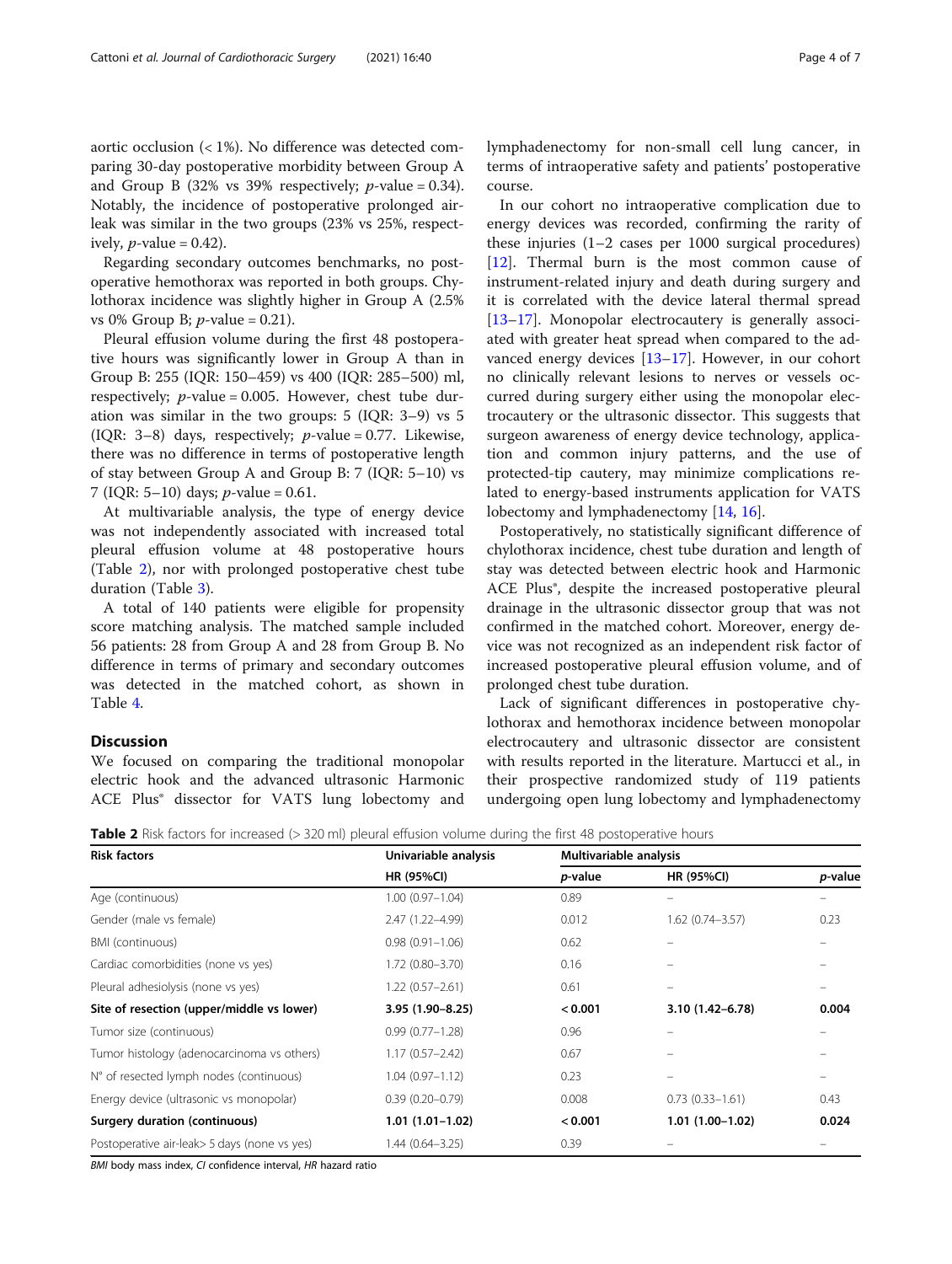aortic occlusion (< 1%). No difference was detected comparing 30-day postoperative morbidity between Group A and Group B (32% vs 39% respectively; $p$-value = 0.34). Notably, the incidence of postoperative prolonged air-leak was similar in the two groups (23% vs 25%, respectively, $p$-value = 0.42).

Regarding secondary outcomes benchmarks, no postoperative hemothorax was reported in both groups. Chylothorax incidence was slightly higher in Group A (2.5% vs 0% Group B; $p$-value = 0.21).

Pleural effusion volume during the first 48 postoperative hours was significantly lower in Group A than in Group B: 255 (IQR: 150–459) vs 400 (IQR: 285–500) ml, respectively; $p$-value = 0.005. However, chest tube duration was similar in the two groups: 5 (IQR: 3–9) vs 5 (IQR: 3–8) days, respectively; $p$-value = 0.77. Likewise, there was no difference in terms of postoperative length of stay between Group A and Group B: 7 (IQR: 5–10) vs 7 (IQR: 5–10) days; $p$-value = 0.61.

At multivariable analysis, the type of energy device was not independently associated with increased total pleural effusion volume at 48 postoperative hours (Table 2), nor with prolonged postoperative chest tube duration (Table 3).

A total of 140 patients were eligible for propensity score matching analysis. The matched sample included 56 patients: 28 from Group A and 28 from Group B. No difference in terms of primary and secondary outcomes was detected in the matched cohort, as shown in Table 4.

## Discussion

We focused on comparing the traditional monopolar electric hook and the advanced ultrasonic Harmonic ACE Plus® dissector for VATS lung lobectomy and lymphadenectomy for non-small cell lung cancer, in terms of intraoperative safety and patients' postoperative course.

In our cohort no intraoperative complication due to energy devices was recorded, confirming the rarity of these injuries (1–2 cases per 1000 surgical procedures) [12]. Thermal burn is the most common cause of instrument-related injury and death during surgery and it is correlated with the device lateral thermal spread [13–17]. Monopolar electrocautery is generally associated with greater heat spread when compared to the advanced energy devices [13–17]. However, in our cohort no clinically relevant lesions to nerves or vessels occurred during surgery either using the monopolar electrocautery or the ultrasonic dissector. This suggests that surgeon awareness of energy device technology, application and common injury patterns, and the use of protected-tip cautery, may minimize complications related to energy-based instruments application for VATS lobectomy and lymphadenectomy [14, 16].

Postoperatively, no statistically significant difference of chylothorax incidence, chest tube duration and length of stay was detected between electric hook and Harmonic ACE Plus®, despite the increased postoperative pleural drainage in the ultrasonic dissector group that was not confirmed in the matched cohort. Moreover, energy device was not recognized as an independent risk factor of increased postoperative pleural effusion volume, and of prolonged chest tube duration.

Lack of significant differences in postoperative chylothorax and hemothorax incidence between monopolar electrocautery and ultrasonic dissector are consistent with results reported in the literature. Martucci et al., in their prospective randomized study of 119 patients undergoing open lung lobectomy and lymphadenectomy

**Table 2** Risk factors for increased (> 320 ml) pleural effusion volume during the first 48 postoperative hours

| Risk factors | Univariable analysis | | Multivariable analysis | |
|---|---|---|---|---|
| | HR (95%CI) | $p$-value | HR (95%CI) | $p$-value |
| Age (continuous) | 1.00 (0.97–1.04) | 0.89 | – | – |
| Gender (male vs female) | 2.47 (1.22–4.99) | 0.012 | 1.62 (0.74–3.57) | 0.23 |
| BMI (continuous) | 0.98 (0.91–1.06) | 0.62 | – | – |
| Cardiac comorbidities (none vs yes) | 1.72 (0.80–3.70) | 0.16 | – | – |
| Pleural adhesiolysis (none vs yes) | 1.22 (0.57–2.61) | 0.61 | – | – |
| **Site of resection (upper/middle vs lower)** | **3.95 (1.90–8.25)** | **< 0.001** | **3.10 (1.42–6.78)** | **0.004** |
| Tumor size (continuous) | 0.99 (0.77–1.28) | 0.96 | – | – |
| Tumor histology (adenocarcinoma vs others) | 1.17 (0.57–2.42) | 0.67 | – | – |
| N° of resected lymph nodes (continuous) | 1.04 (0.97–1.12) | 0.23 | – | – |
| Energy device (ultrasonic vs monopolar) | 0.39 (0.20–0.79) | 0.008 | 0.73 (0.33–1.61) | 0.43 |
| **Surgery duration (continuous)** | **1.01 (1.01–1.02)** | **< 0.001** | **1.01 (1.00–1.02)** | **0.024** |
| Postoperative air-leak> 5 days (none vs yes) | 1.44 (0.64–3.25) | 0.39 | – | – |

*BMI* body mass index, *CI* confidence interval, *HR* hazard ratio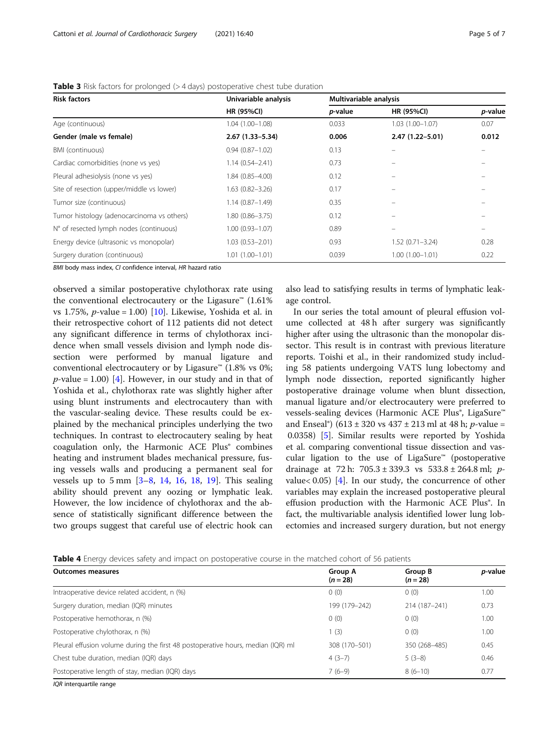**Table 3** Risk factors for prolonged (> 4 days) postoperative chest tube duration

| Risk factors | Univariable analysis | | Multivariable analysis | |
|---|---|---|---|---|
| | HR (95%CI) | *p*-value | HR (95%CI) | *p*-value |
| Age (continuous) | 1.04 (1.00–1.08) | 0.033 | 1.03 (1.00–1.07) | 0.07 |
| **Gender (male vs female)** | **2.67 (1.33–5.34)** | **0.006** | **2.47 (1.22–5.01)** | **0.012** |
| BMI (continuous) | 0.94 (0.87–1.02) | 0.13 | – | – |
| Cardiac comorbidities (none vs yes) | 1.14 (0.54–2.41) | 0.73 | – | – |
| Pleural adhesiolysis (none vs yes) | 1.84 (0.85–4.00) | 0.12 | – | – |
| Site of resection (upper/middle vs lower) | 1.63 (0.82–3.26) | 0.17 | – | – |
| Tumor size (continuous) | 1.14 (0.87–1.49) | 0.35 | – | – |
| Tumor histology (adenocarcinoma vs others) | 1.80 (0.86–3.75) | 0.12 | – | – |
| N° of resected lymph nodes (continuous) | 1.00 (0.93–1.07) | 0.89 | – | – |
| Energy device (ultrasonic vs monopolar) | 1.03 (0.53–2.01) | 0.93 | 1.52 (0.71–3.24) | 0.28 |
| Surgery duration (continuous) | 1.01 (1.00–1.01) | 0.039 | 1.00 (1.00–1.01) | 0.22 |

*BMI* body mass index, *CI* confidence interval, *HR* hazard ratio

observed a similar postoperative chylothorax rate using the conventional electrocautery or the Ligasure™ (1.61% vs 1.75%, $p$-value = 1.00) [10]. Likewise, Yoshida et al. in their retrospective cohort of 112 patients did not detect any significant difference in terms of chylothorax incidence when small vessels division and lymph node dissection were performed by manual ligature and conventional electrocautery or by Ligasure™ (1.8% vs 0%; $p$-value = 1.00) [4]. However, in our study and in that of Yoshida et al., chylothorax rate was slightly higher after using blunt instruments and electrocautery than with the vascular-sealing device. These results could be explained by the mechanical principles underlying the two techniques. In contrast to electrocautery sealing by heat coagulation only, the Harmonic ACE Plus® combines heating and instrument blades mechanical pressure, fusing vessels walls and producing a permanent seal for vessels up to 5 mm [3–8, 14, 16, 18, 19]. This sealing ability should prevent any oozing or lymphatic leak. However, the low incidence of chylothorax and the absence of statistically significant difference between the two groups suggest that careful use of electric hook can also lead to satisfying results in terms of lymphatic leakage control.

In our series the total amount of pleural effusion volume collected at 48 h after surgery was significantly higher after using the ultrasonic than the monopolar dissector. This result is in contrast with previous literature reports. Toishi et al., in their randomized study including 58 patients undergoing VATS lung lobectomy and lymph node dissection, reported significantly higher postoperative drainage volume when blunt dissection, manual ligature and/or electrocautery were preferred to vessels-sealing devices (Harmonic ACE Plus®, LigaSure™ and Enseal®) (613 ± 320 vs 437 ± 213 ml at 48 h; $p$-value = 0.0358) [5]. Similar results were reported by Yoshida et al. comparing conventional tissue dissection and vascular ligation to the use of LigaSure™ (postoperative drainage at 72 h: 705.3 ± 339.3 vs 533.8 ± 264.8 ml; $p$-value < 0.05) [4]. In our study, the concurrence of other variables may explain the increased postoperative pleural effusion production with the Harmonic ACE Plus®. In fact, the multivariable analysis identified lower lung lobectomies and increased surgery duration, but not energy

**Table 4** Energy devices safety and impact on postoperative course in the matched cohort of 56 patients

| Outcomes measures | Group A ($n = 28$) | Group B ($n = 28$) | *p*-value |
|---|---|---|---|
| Intraoperative device related accident, n (%) | 0 (0) | 0 (0) | 1.00 |
| Surgery duration, median (IQR) minutes | 199 (179–242) | 214 (187–241) | 0.73 |
| Postoperative hemothorax, n (%) | 0 (0) | 0 (0) | 1.00 |
| Postoperative chylothorax, n (%) | 1 (3) | 0 (0) | 1.00 |
| Pleural effusion volume during the first 48 postoperative hours, median (IQR) ml | 308 (170–501) | 350 (268–485) | 0.45 |
| Chest tube duration, median (IQR) days | 4 (3–7) | 5 (3–8) | 0.46 |
| Postoperative length of stay, median (IQR) days | 7 (6–9) | 8 (6–10) | 0.77 |

*IQR* interquartile range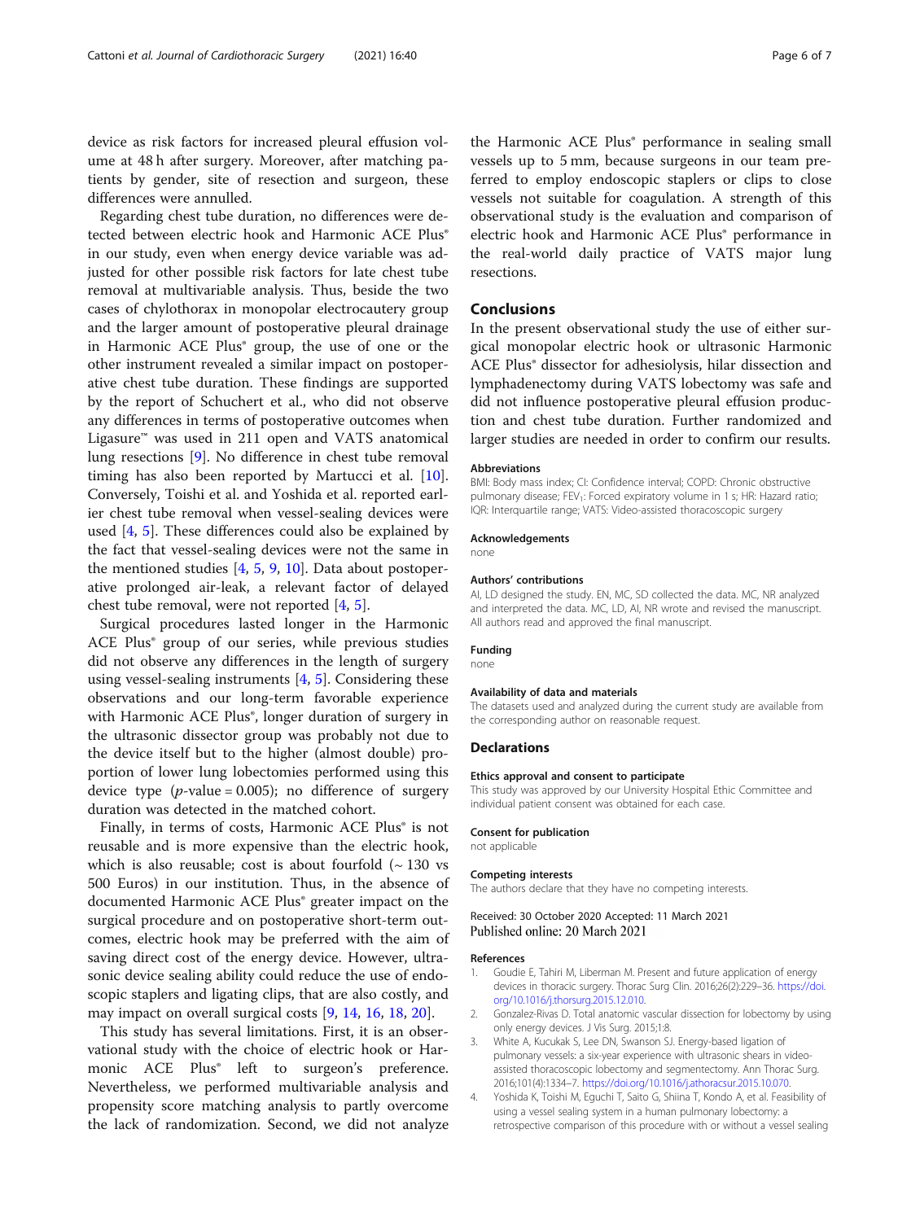device as risk factors for increased pleural effusion volume at 48 h after surgery. Moreover, after matching patients by gender, site of resection and surgeon, these differences were annulled.

Regarding chest tube duration, no differences were detected between electric hook and Harmonic ACE Plus® in our study, even when energy device variable was adjusted for other possible risk factors for late chest tube removal at multivariable analysis. Thus, beside the two cases of chylothorax in monopolar electrocautery group and the larger amount of postoperative pleural drainage in Harmonic ACE Plus® group, the use of one or the other instrument revealed a similar impact on postoperative chest tube duration. These findings are supported by the report of Schuchert et al., who did not observe any differences in terms of postoperative outcomes when Ligasure™ was used in 211 open and VATS anatomical lung resections [9]. No difference in chest tube removal timing has also been reported by Martucci et al. [10]. Conversely, Toishi et al. and Yoshida et al. reported earlier chest tube removal when vessel-sealing devices were used [4, 5]. These differences could also be explained by the fact that vessel-sealing devices were not the same in the mentioned studies [4, 5, 9, 10]. Data about postoperative prolonged air-leak, a relevant factor of delayed chest tube removal, were not reported [4, 5].

Surgical procedures lasted longer in the Harmonic ACE Plus® group of our series, while previous studies did not observe any differences in the length of surgery using vessel-sealing instruments [4, 5]. Considering these observations and our long-term favorable experience with Harmonic ACE Plus®, longer duration of surgery in the ultrasonic dissector group was probably not due to the device itself but to the higher (almost double) proportion of lower lung lobectomies performed using this device type ($p$-value = 0.005); no difference of surgery duration was detected in the matched cohort.

Finally, in terms of costs, Harmonic ACE Plus® is not reusable and is more expensive than the electric hook, which is also reusable; cost is about fourfold (~ 130 vs 500 Euros) in our institution. Thus, in the absence of documented Harmonic ACE Plus® greater impact on the surgical procedure and on postoperative short-term outcomes, electric hook may be preferred with the aim of saving direct cost of the energy device. However, ultrasonic device sealing ability could reduce the use of endoscopic staplers and ligating clips, that are also costly, and may impact on overall surgical costs [9, 14, 16, 18, 20].

This study has several limitations. First, it is an observational study with the choice of electric hook or Harmonic ACE Plus® left to surgeon's preference. Nevertheless, we performed multivariable analysis and propensity score matching analysis to partly overcome the lack of randomization. Second, we did not analyze the Harmonic ACE Plus® performance in sealing small vessels up to 5 mm, because surgeons in our team preferred to employ endoscopic staplers or clips to close vessels not suitable for coagulation. A strength of this observational study is the evaluation and comparison of electric hook and Harmonic ACE Plus® performance in the real-world daily practice of VATS major lung resections.

## Conclusions

In the present observational study the use of either surgical monopolar electric hook or ultrasonic Harmonic ACE Plus® dissector for adhesiolysis, hilar dissection and lymphadenectomy during VATS lobectomy was safe and did not influence postoperative pleural effusion production and chest tube duration. Further randomized and larger studies are needed in order to confirm our results.

#### Abbreviations

BMI: Body mass index; CI: Confidence interval; COPD: Chronic obstructive pulmonary disease; $FEV_1$: Forced expiratory volume in 1 s; HR: Hazard ratio; IQR: Interquartile range; VATS: Video-assisted thoracoscopic surgery

#### Acknowledgements

none

#### Authors' contributions

AI, LD designed the study. EN, MC, SD collected the data. MC, NR analyzed and interpreted the data. MC, LD, AI, NR wrote and revised the manuscript. All authors read and approved the final manuscript.

#### Funding

none

#### Availability of data and materials

The datasets used and analyzed during the current study are available from the corresponding author on reasonable request.

## Declarations

#### Ethics approval and consent to participate

This study was approved by our University Hospital Ethic Committee and individual patient consent was obtained for each case.

#### Consent for publication

not applicable

#### Competing interests

The authors declare that they have no competing interests.

Received: 30 October 2020 Accepted: 11 March 2021
Published online: 20 March 2021

#### References

1. Goudie E, Tahiri M, Liberman M. Present and future application of energy devices in thoracic surgery. Thorac Surg Clin. 2016;26(2):229–36. https://doi.org/10.1016/j.thorsurg.2015.12.010.
2. Gonzalez-Rivas D. Total anatomic vascular dissection for lobectomy by using only energy devices. J Vis Surg. 2015;1:8.
3. White A, Kucukak S, Lee DN, Swanson SJ. Energy-based ligation of pulmonary vessels: a six-year experience with ultrasonic shears in video-assisted thoracoscopic lobectomy and segmentectomy. Ann Thorac Surg. 2016;101(4):1334–7. https://doi.org/10.1016/j.athoracsur.2015.10.070.
4. Yoshida K, Toishi M, Eguchi T, Saito G, Shiina T, Kondo A, et al. Feasibility of using a vessel sealing system in a human pulmonary lobectomy: a retrospective comparison of this procedure with or without a vessel sealing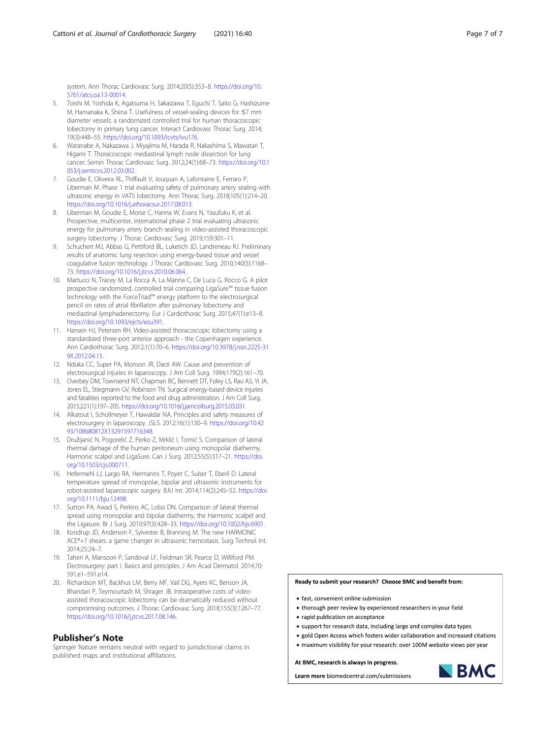system. Ann Thorac Cardiovasc Surg. 2014;20(5):353–8. https://doi.org/10.5761/atcs.oa.13-00014.

5. Toishi M, Yoshida K, Agatsuma H, Sakaizawa T, Eguchi T, Saito G, Hashizume M, Hamanaka K, Shiina T. Usefulness of vessel-sealing devices for ≤7 mm diameter vessels: a randomized controlled trial for human thoracoscopic lobectomy in primary lung cancer. Interact Cardiovasc Thorac Surg. 2014; 19(3):448–55. https://doi.org/10.1093/icvts/ivu176.
6. Watanabe A, Nakazawa J, Miyajima M, Harada R, Nakashima S, Mawatari T, Higami T. Thoracoscopic mediastinal lymph node dissection for lung cancer. Semin Thorac Cardiovasc Surg. 2012;24(1):68–73. https://doi.org/10.1053/j.semtcvs.2012.03.002.
7. Goudie E, Oliveira RL, Thiffault V, Jouquan A, Lafontaine E, Ferraro P, Liberman M. Phase 1 trial evaluating safety of pulmonary artery sealing with ultrasonic energy in VATS lobectomy. Ann Thorac Surg. 2018;105(1):214–20. https://doi.org/10.1016/j.athoracsur.2017.08.013.
8. Liberman M, Goudie E, Morse C, Hanna W, Evans N, Yasufuku K, et al. Prospective, multicenter, international phase 2 trial evaluating ultrasonic energy for pulmonary artery branch sealing in video-assisted thoracoscopic surgery lobectomy. J Thorac Cardiovasc Surg. 2019;159:301–11.
9. Schuchert MJ, Abbas G, Pettiford BL, Luketich JD, Landreneau RJ. Preliminary results of anatomic lung resection using energy-based tissue and vessel coagulative fusion technology. J Thorac Cardiovasc Surg. 2010;140(5):1168–73. https://doi.org/10.1016/j.jtcvs.2010.06.064.
10. Martucci N, Tracey M, La Rocca A, La Manna C, De Luca G, Rocco G. A pilot prospective randomized, controlled trial comparing LigaSure™ tissue fusion technology with the ForceTriad™ energy platform to the electrosurgical pencil on rates of atrial fibrillation after pulmonary lobectomy and mediastinal lymphadenectomy. Eur J Cardiothorac Surg. 2015;47(1):e13–8. https://doi.org/10.1093/ejcts/ezu391.
11. Hansen HJ, Petersen RH. Video-assisted thoracoscopic lobectomy using a standardized three-port anterior approach - the Copenhagen experience. Ann Cardiothorac Surg. 2012;1(1):70–6. https://doi.org/10.3978/j.issn.2225-319X.2012.04.15.
12. Nduka CC, Super PA, Monson JR, Darzi AW. Cause and prevention of electrosurgical injuries in laparoscopy. J Am Coll Surg. 1994;179(2):161–70.
13. Overbey DM, Townsend NT, Chapman BC, Bennett DT, Foley LS, Rau AS, Yi JA, Jones EL, Stiegmann GV, Robinson TN. Surgical energy-based device injuries and fatalities reported to the food and drug administration. J Am Coll Surg. 2015;221(1):197–205. https://doi.org/10.1016/j.jamcollsurg.2015.03.031.
14. Alkatout I, Schollmeyer T, Hawaldar NA. Principles and safety measures of electrosurgery in laparoscopy. JSLS. 2012;16(1):130–9. https://doi.org/10.4293/108680812X13291597716348.
15. Družijanić N, Pogorelić Z, Perko Z, Mrklić I, Tomić S. Comparison of lateral thermal damage of the human peritoneum using monopolar diathermy, Harmonic scalpel and LigaSure. Can J Surg. 2012;55(5):317–21. https://doi.org/10.1503/cjs.000711.
16. Hefermehl LJ, Largo RA, Hermanns T, Poyet C, Sulser T, Eberli D. Lateral temperature spread of monopolar, bipolar and ultrasonic instruments for robot-assisted laparoscopic surgery. BJU Int. 2014;114(2):245–52. https://doi.org/10.1111/bju.12498.
17. Sutton PA, Awad S, Perkins AC, Lobo DN. Comparison of lateral thermal spread using monopolar and bipolar diathermy, the Harmonic scalpel and the Ligasure. Br J Surg. 2010;97(3):428–33. https://doi.org/10.1002/bjs.6901.
18. Kondrup JD, Anderson F, Sylvester B, Branning M. The new HARMONIC ACE®+7 shears: a game changer in ultrasonic hemostasis. Surg Technol Int. 2014;25:24–7.
19. Taheri A, Mansoori P, Sandoval LF, Feldman SR, Pearce D, Williford PM. Electrosurgery: part I. Basics and principles. J Am Acad Dermatol. 2014;70:591.e1–591.e14.
20. Richardson MT, Backhus LM, Berry MF, Vail DG, Ayers KC, Benson JA, Bhandari P, Teymourtash M, Shrager JB. Intraoperative costs of video-assisted thoracoscopic lobectomy can be dramatically reduced without compromising outcomes. J Thorac Cardiovasc Surg. 2018;155(3):1267–77. https://doi.org/10.1016/j.jtcvs.2017.08.146.

## Publisher's Note

Springer Nature remains neutral with regard to jurisdictional claims in published maps and institutional affiliations.

**Ready to submit your research? Choose BMC and benefit from:**

- fast, convenient online submission
- thorough peer review by experienced researchers in your field
- rapid publication on acceptance
- support for research data, including large and complex data types
- gold Open Access which fosters wider collaboration and increased citations
- maximum visibility for your research: over 100M website views per year

**At BMC, research is always in progress.**

**Learn more** biomedcentral.com/submissions

BMC